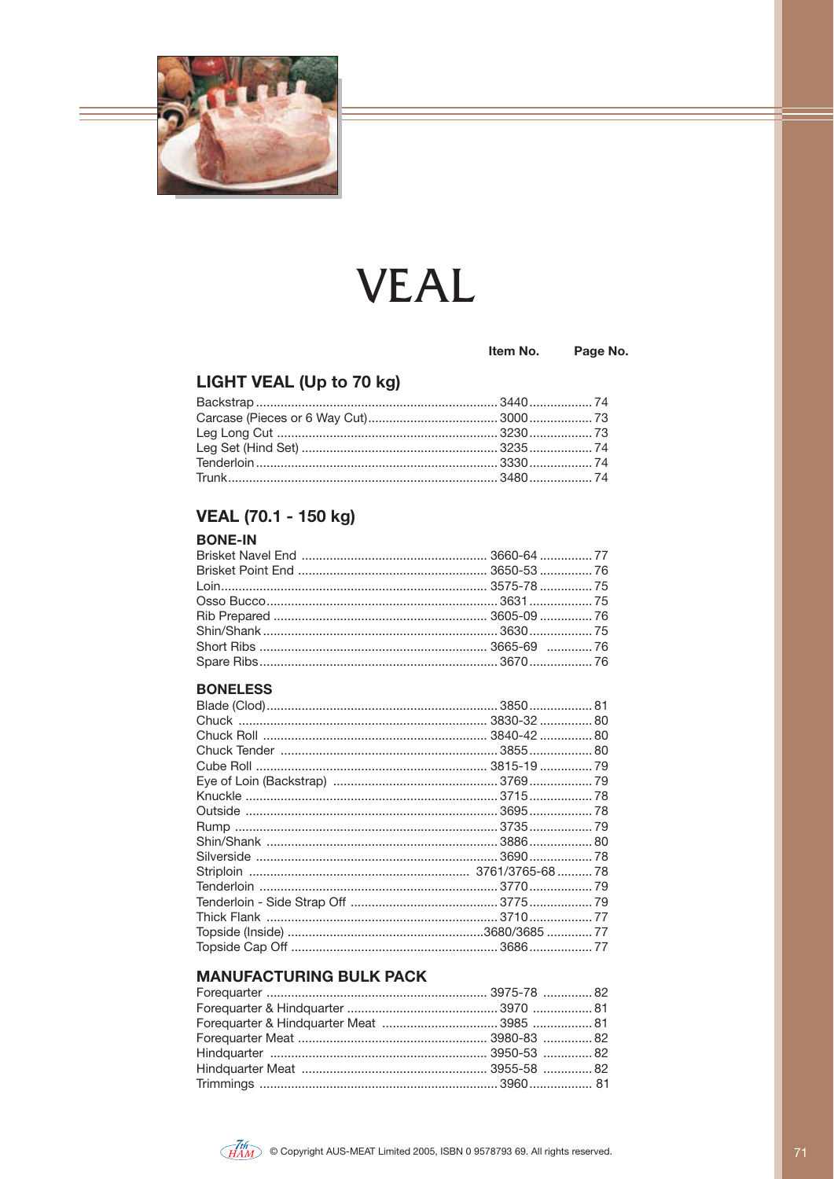# VEAL

| | Item No. | Page No. |
|---|---|---|

## LIGHT VEAL (Up to 70 kg)

| | Item No. | Page No. |
|---|---|---|
| Backstrap | 3440 | 74 |
| Carcase (Pieces or 6 Way Cut) | 3000 | 73 |
| Leg Long Cut | 3230 | 73 |
| Leg Set (Hind Set) | 3235 | 74 |
| Tenderloin | 3330 | 74 |
| Trunk | 3480 | 74 |

## VEAL (70.1 - 150 kg)

### BONE-IN

| | Item No. | Page No. |
|---|---|---|
| Brisket Navel End | 3660-64 | 77 |
| Brisket Point End | 3650-53 | 76 |
| Loin | 3575-78 | 75 |
| Osso Bucco | 3631 | 75 |
| Rib Prepared | 3605-09 | 76 |
| Shin/Shank | 3630 | 75 |
| Short Ribs | 3665-69 | 76 |
| Spare Ribs | 3670 | 76 |

### BONELESS

| | Item No. | Page No. |
|---|---|---|
| Blade (Clod) | 3850 | 81 |
| Chuck | 3830-32 | 80 |
| Chuck Roll | 3840-42 | 80 |
| Chuck Tender | 3855 | 80 |
| Cube Roll | 3815-19 | 79 |
| Eye of Loin (Backstrap) | 3769 | 79 |
| Knuckle | 3715 | 78 |
| Outside | 3695 | 78 |
| Rump | 3735 | 79 |
| Shin/Shank | 3886 | 80 |
| Silverside | 3690 | 78 |
| Striploin | 3761/3765-68 | 78 |
| Tenderloin | 3770 | 79 |
| Tenderloin - Side Strap Off | 3775 | 79 |
| Thick Flank | 3710 | 77 |
| Topside (Inside) | 3680/3685 | 77 |
| Topside Cap Off | 3686 | 77 |

### MANUFACTURING BULK PACK

| | Item No. | Page No. |
|---|---|---|
| Forequarter | 3975-78 | 82 |
| Forequarter & Hindquarter | 3970 | 81 |
| Forequarter & Hindquarter Meat | 3985 | 81 |
| Forequarter Meat | 3980-83 | 82 |
| Hindquarter | 3950-53 | 82 |
| Hindquarter Meat | 3955-58 | 82 |
| Trimmings | 3960 | 81 |

© Copyright AUS-MEAT Limited 2005, ISBN 0 9578793 69. All rights reserved.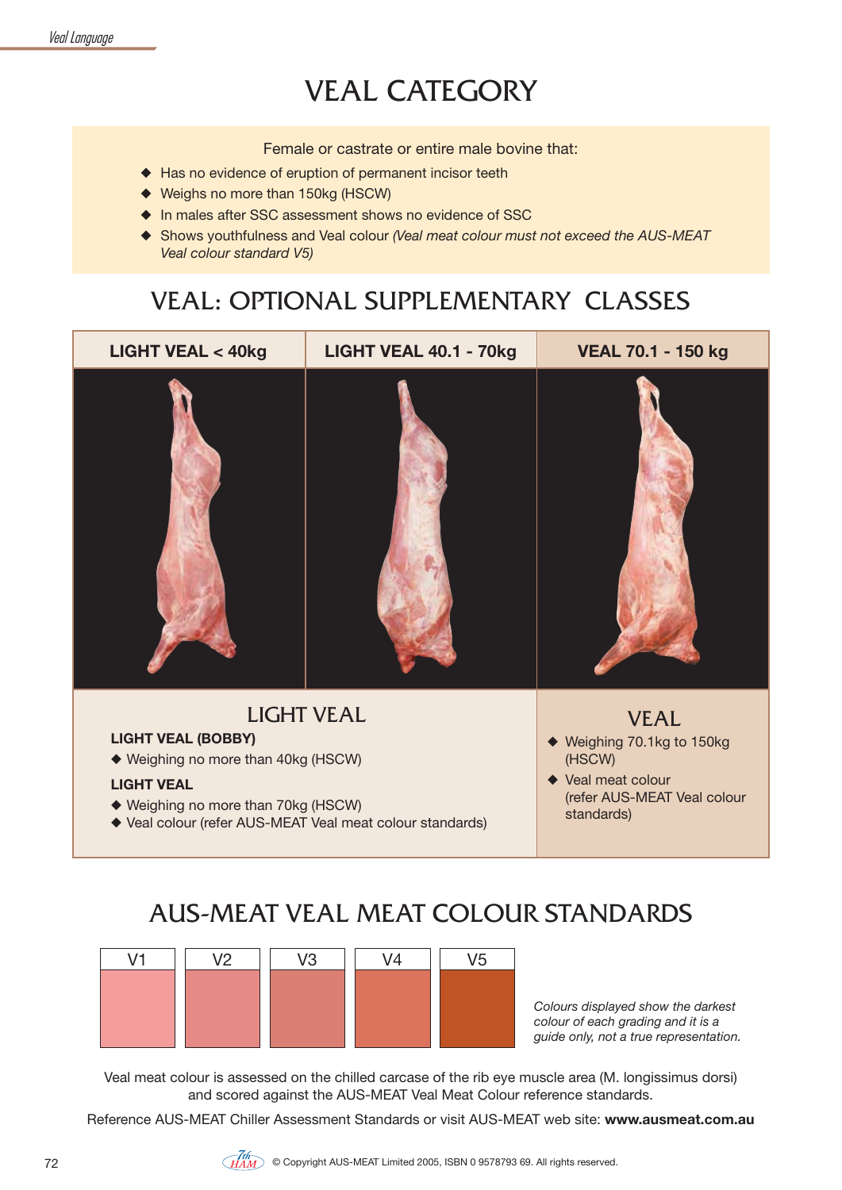# VEAL CATEGORY

Female or castrate or entire male bovine that:

- Has no evidence of eruption of permanent incisor teeth
- Weighs no more than 150kg (HSCW)
- In males after SSC assessment shows no evidence of SSC
- Shows youthfulness and Veal colour *(Veal meat colour must not exceed the AUS-MEAT Veal colour standard V5)*

## VEAL: OPTIONAL SUPPLEMENTARY CLASSES

| LIGHT VEAL < 40kg | LIGHT VEAL 40.1 - 70kg | VEAL 70.1 - 150 kg |
|---|---|---|

### LIGHT VEAL

**LIGHT VEAL (BOBBY)**

- Weighing no more than 40kg (HSCW)

**LIGHT VEAL**

- Weighing no more than 70kg (HSCW)
- Veal colour (refer AUS-MEAT Veal meat colour standards)

### VEAL

- Weighing 70.1kg to 150kg (HSCW)
- Veal meat colour (refer AUS-MEAT Veal colour standards)

## AUS-MEAT VEAL MEAT COLOUR STANDARDS

| V1 | V2 | V3 | V4 | V5 |
|---|---|---|---|---|

*Colours displayed show the darkest colour of each grading and it is a guide only, not a true representation.*

Veal meat colour is assessed on the chilled carcase of the rib eye muscle area (M. longissimus dorsi) and scored against the AUS-MEAT Veal Meat Colour reference standards.

Reference AUS-MEAT Chiller Assessment Standards or visit AUS-MEAT web site: **www.ausmeat.com.au**

© Copyright AUS-MEAT Limited 2005, ISBN 0 9578793 69. All rights reserved.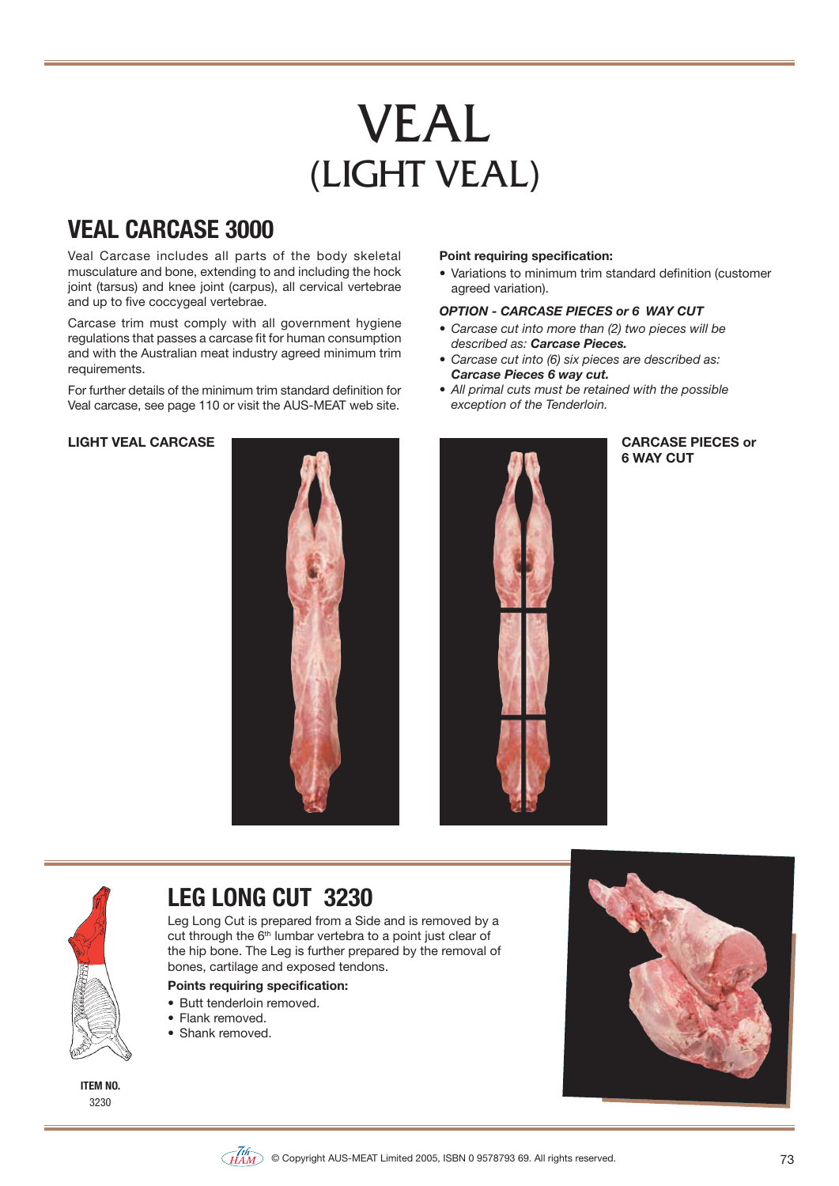# VEAL
# (LIGHT VEAL)

## VEAL CARCASE 3000

Veal Carcase includes all parts of the body skeletal musculature and bone, extending to and including the hock joint (tarsus) and knee joint (carpus), all cervical vertebrae and up to five coccygeal vertebrae.

Carcase trim must comply with all government hygiene regulations that passes a carcase fit for human consumption and with the Australian meat industry agreed minimum trim requirements.

For further details of the minimum trim standard definition for Veal carcase, see page 110 or visit the AUS-MEAT web site.

**Point requiring specification:**

- Variations to minimum trim standard definition (customer agreed variation).

***OPTION - CARCASE PIECES or 6 WAY CUT***

- *Carcase cut into more than (2) two pieces will be described as:* ***Carcase Pieces.***
- *Carcase cut into (6) six pieces are described as:* ***Carcase Pieces 6 way cut.***
- *All primal cuts must be retained with the possible exception of the Tenderloin.*

**LIGHT VEAL CARCASE**

**CARCASE PIECES or 6 WAY CUT**

## LEG LONG CUT 3230

Leg Long Cut is prepared from a Side and is removed by a cut through the 6th lumbar vertebra to a point just clear of the hip bone. The Leg is further prepared by the removal of bones, cartilage and exposed tendons.

**Points requiring specification:**

- Butt tenderloin removed.
- Flank removed.
- Shank removed.

**ITEM NO.**
3230

© Copyright AUS-MEAT Limited 2005, ISBN 0 9578793 69. All rights reserved.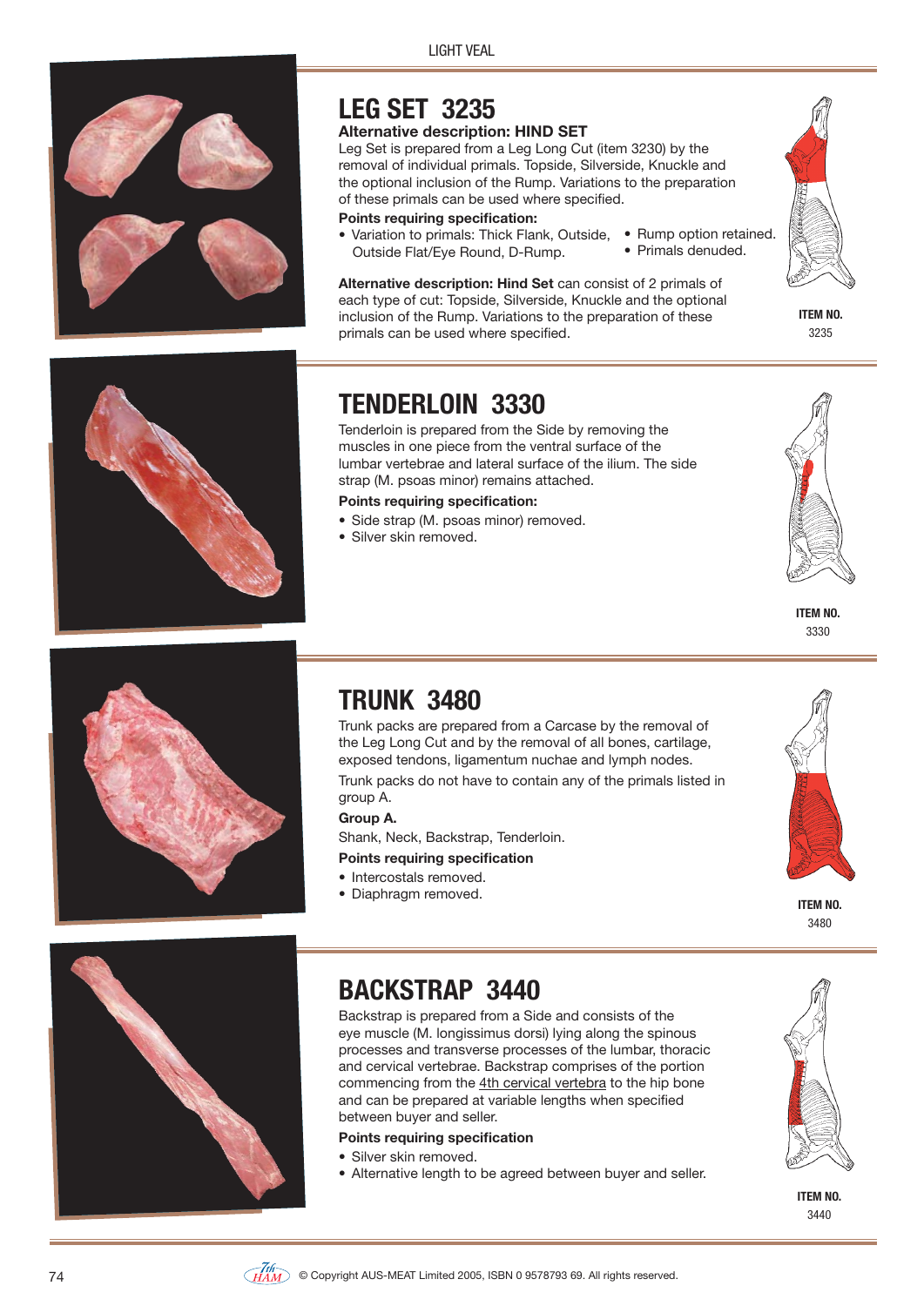## LEG SET 3235

**Alternative description: HIND SET**

Leg Set is prepared from a Leg Long Cut (item 3230) by the removal of individual primals. Topside, Silverside, Knuckle and the optional inclusion of the Rump. Variations to the preparation of these primals can be used where specified.

**Points requiring specification:**

- Variation to primals: Thick Flank, Outside, Outside Flat/Eye Round, D-Rump.
- Rump option retained.
- Primals denuded.

**Alternative description: Hind Set** can consist of 2 primals of each type of cut: Topside, Silverside, Knuckle and the optional inclusion of the Rump. Variations to the preparation of these primals can be used where specified.

**ITEM NO.** 3235

## TENDERLOIN 3330

Tenderloin is prepared from the Side by removing the muscles in one piece from the ventral surface of the lumbar vertebrae and lateral surface of the ilium. The side strap (M. psoas minor) remains attached.

**Points requiring specification:**

- Side strap (M. psoas minor) removed.
- Silver skin removed.

**ITEM NO.** 3330

## TRUNK 3480

Trunk packs are prepared from a Carcase by the removal of the Leg Long Cut and by the removal of all bones, cartilage, exposed tendons, ligamentum nuchae and lymph nodes.

Trunk packs do not have to contain any of the primals listed in group A.

**Group A.**

Shank, Neck, Backstrap, Tenderloin.

**Points requiring specification**

- Intercostals removed.
- Diaphragm removed.

**ITEM NO.** 3480

## BACKSTRAP 3440

Backstrap is prepared from a Side and consists of the eye muscle (M. longissimus dorsi) lying along the spinous processes and transverse processes of the lumbar, thoracic and cervical vertebrae. Backstrap comprises of the portion commencing from the 4th cervical vertebra to the hip bone and can be prepared at variable lengths when specified between buyer and seller.

**Points requiring specification**

- Silver skin removed.
- Alternative length to be agreed between buyer and seller.

**ITEM NO.** 3440

© Copyright AUS-MEAT Limited 2005, ISBN 0 9578793 69. All rights reserved.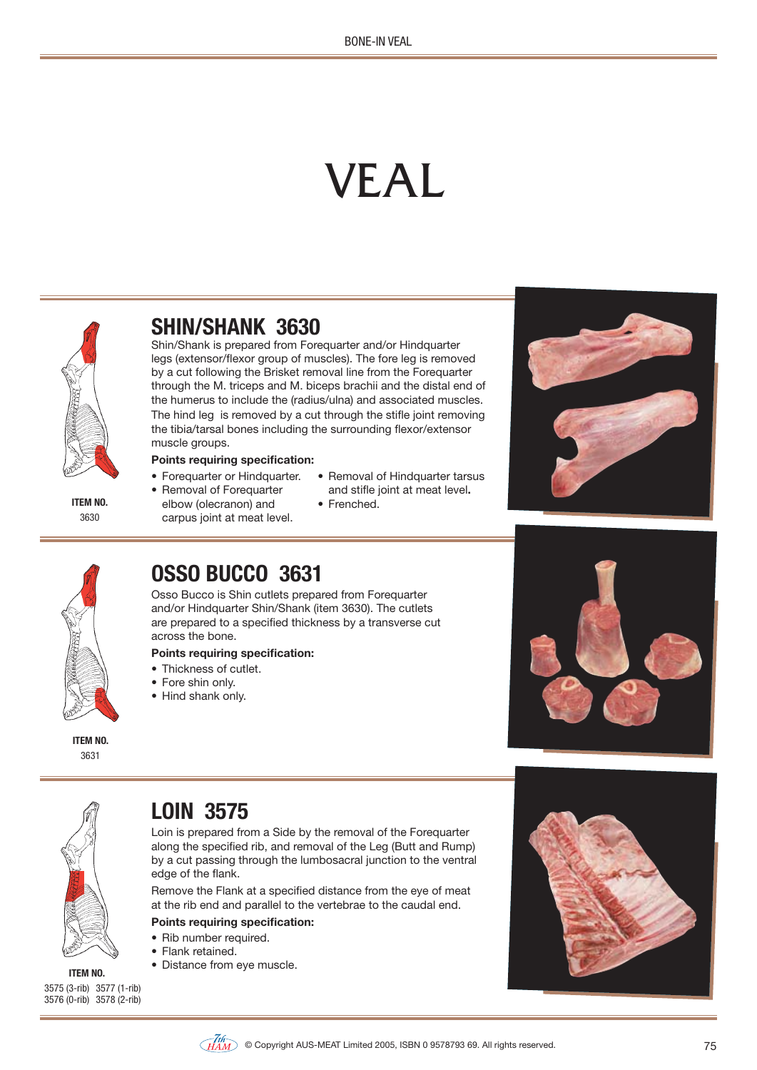# VEAL

## SHIN/SHANK 3630

Shin/Shank is prepared from Forequarter and/or Hindquarter legs (extensor/flexor group of muscles). The fore leg is removed by a cut following the Brisket removal line from the Forequarter through the M. triceps and M. biceps brachii and the distal end of the humerus to include the (radius/ulna) and associated muscles. The hind leg is removed by a cut through the stifle joint removing the tibia/tarsal bones including the surrounding flexor/extensor muscle groups.

**Points requiring specification:**

- Forequarter or Hindquarter.
- Removal of Forequarter elbow (olecranon) and carpus joint at meat level.
- Removal of Hindquarter tarsus and stifle joint at meat level.
- Frenched.

**ITEM NO.**
3630

## OSSO BUCCO 3631

Osso Bucco is Shin cutlets prepared from Forequarter and/or Hindquarter Shin/Shank (item 3630). The cutlets are prepared to a specified thickness by a transverse cut across the bone.

**Points requiring specification:**

- Thickness of cutlet.
- Fore shin only.
- Hind shank only.

**ITEM NO.**
3631

## LOIN 3575

Loin is prepared from a Side by the removal of the Forequarter along the specified rib, and removal of the Leg (Butt and Rump) by a cut passing through the lumbosacral junction to the ventral edge of the flank.

Remove the Flank at a specified distance from the eye of meat at the rib end and parallel to the vertebrae to the caudal end.

**Points requiring specification:**

- Rib number required.
- Flank retained.
- Distance from eye muscle.

**ITEM NO.**
3575 (3-rib) 3577 (1-rib)
3576 (0-rib) 3578 (2-rib)

© Copyright AUS-MEAT Limited 2005, ISBN 0 9578793 69. All rights reserved.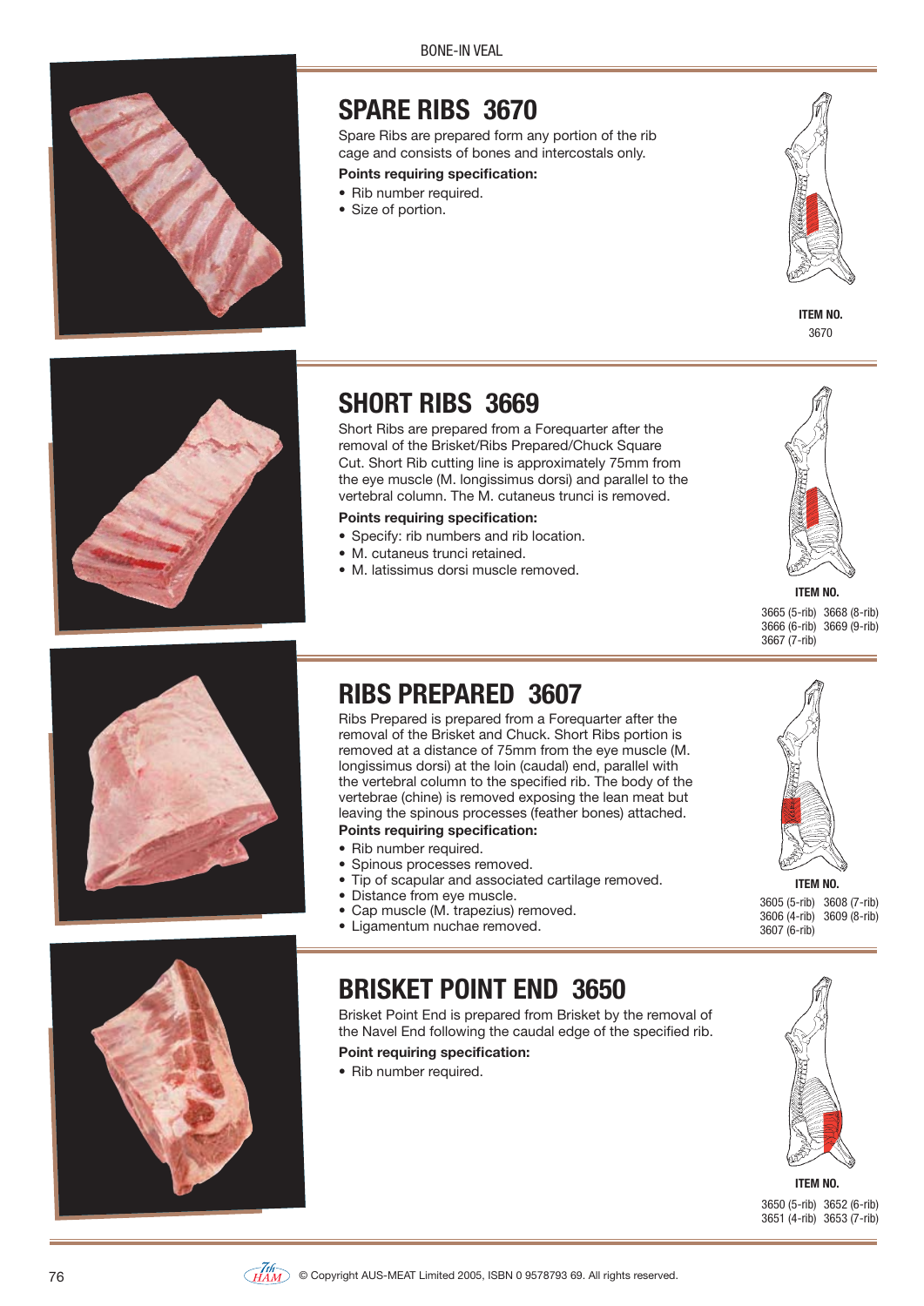BONE-IN VEAL

## SPARE RIBS 3670

Spare Ribs are prepared form any portion of the rib cage and consists of bones and intercostals only.

**Points requiring specification:**

- Rib number required.
- Size of portion.

**ITEM NO.**

3670

## SHORT RIBS 3669

Short Ribs are prepared from a Forequarter after the removal of the Brisket/Ribs Prepared/Chuck Square Cut. Short Rib cutting line is approximately 75mm from the eye muscle (M. longissimus dorsi) and parallel to the vertebral column. The M. cutaneus trunci is removed.

**Points requiring specification:**

- Specify: rib numbers and rib location.
- M. cutaneus trunci retained.
- M. latissimus dorsi muscle removed.

**ITEM NO.**

3665 (5-rib) 3668 (8-rib)
3666 (6-rib) 3669 (9-rib)
3667 (7-rib)

## RIBS PREPARED 3607

Ribs Prepared is prepared from a Forequarter after the removal of the Brisket and Chuck. Short Ribs portion is removed at a distance of 75mm from the eye muscle (M. longissimus dorsi) at the loin (caudal) end, parallel with the vertebral column to the specified rib. The body of the vertebrae (chine) is removed exposing the lean meat but leaving the spinous processes (feather bones) attached.

**Points requiring specification:**

- Rib number required.
- Spinous processes removed.
- Tip of scapular and associated cartilage removed.
- Distance from eye muscle.
- Cap muscle (M. trapezius) removed.
- Ligamentum nuchae removed.

**ITEM NO.**

3605 (5-rib) 3608 (7-rib)
3606 (4-rib) 3609 (8-rib)
3607 (6-rib)

## BRISKET POINT END 3650

Brisket Point End is prepared from Brisket by the removal of the Navel End following the caudal edge of the specified rib.

**Point requiring specification:**

- Rib number required.

**ITEM NO.**

3650 (5-rib) 3652 (6-rib)
3651 (4-rib) 3653 (7-rib)

© Copyright AUS-MEAT Limited 2005, ISBN 0 9578793 69. All rights reserved.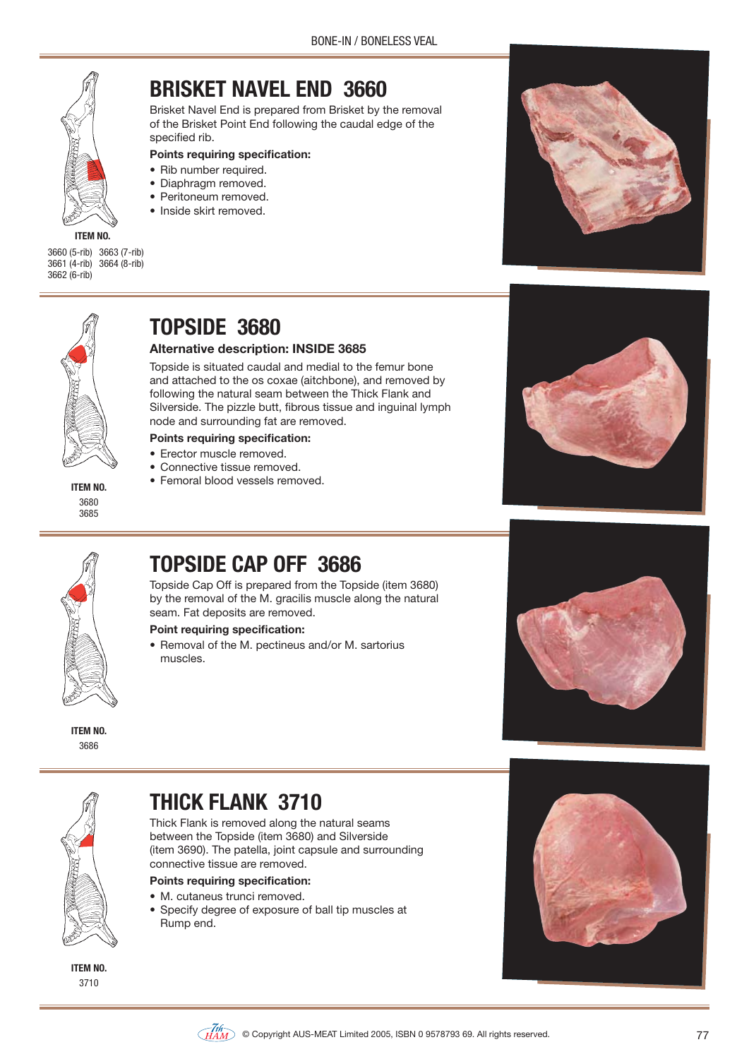## BRISKET NAVEL END 3660

Brisket Navel End is prepared from Brisket by the removal of the Brisket Point End following the caudal edge of the specified rib.

**Points requiring specification:**

- Rib number required.
- Diaphragm removed.
- Peritoneum removed.
- Inside skirt removed.

**ITEM NO.**

3660 (5-rib) 3663 (7-rib)
3661 (4-rib) 3664 (8-rib)
3662 (6-rib)

## TOPSIDE 3680

**Alternative description: INSIDE 3685**

Topside is situated caudal and medial to the femur bone and attached to the os coxae (aitchbone), and removed by following the natural seam between the Thick Flank and Silverside. The pizzle butt, fibrous tissue and inguinal lymph node and surrounding fat are removed.

**Points requiring specification:**

- Erector muscle removed.
- Connective tissue removed.
- Femoral blood vessels removed.

**ITEM NO.**

3680
3685

## TOPSIDE CAP OFF 3686

Topside Cap Off is prepared from the Topside (item 3680) by the removal of the M. gracilis muscle along the natural seam. Fat deposits are removed.

**Point requiring specification:**

- Removal of the M. pectineus and/or M. sartorius muscles.

**ITEM NO.**

3686

## THICK FLANK 3710

Thick Flank is removed along the natural seams between the Topside (item 3680) and Silverside (item 3690). The patella, joint capsule and surrounding connective tissue are removed.

**Points requiring specification:**

- M. cutaneus trunci removed.
- Specify degree of exposure of ball tip muscles at Rump end.

**ITEM NO.**

3710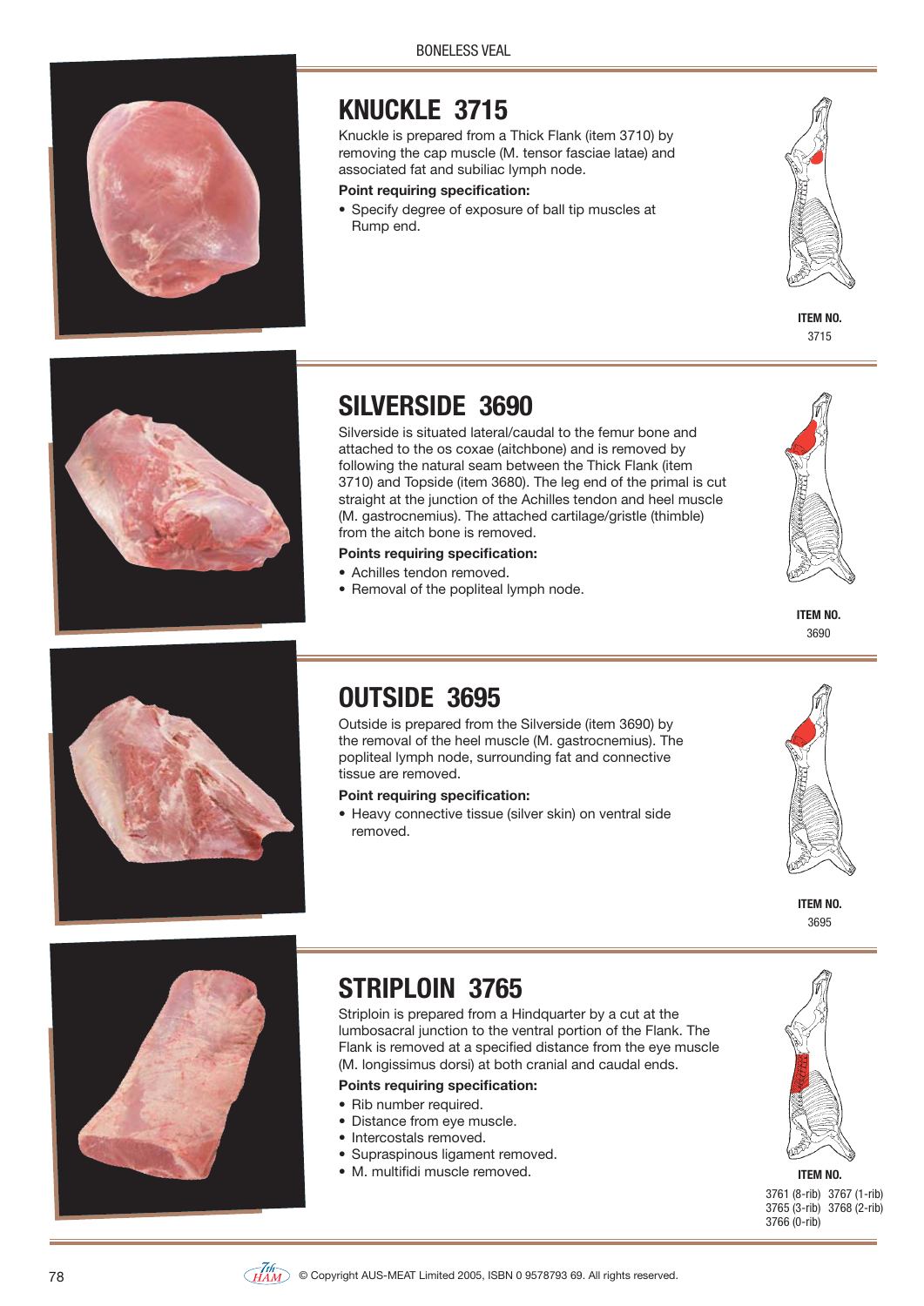## KNUCKLE 3715

Knuckle is prepared from a Thick Flank (item 3710) by removing the cap muscle (M. tensor fasciae latae) and associated fat and subiliac lymph node.

**Point requiring specification:**

- Specify degree of exposure of ball tip muscles at Rump end.

**ITEM NO.**
3715

## SILVERSIDE 3690

Silverside is situated lateral/caudal to the femur bone and attached to the os coxae (aitchbone) and is removed by following the natural seam between the Thick Flank (item 3710) and Topside (item 3680). The leg end of the primal is cut straight at the junction of the Achilles tendon and heel muscle (M. gastrocnemius). The attached cartilage/gristle (thimble) from the aitch bone is removed.

**Points requiring specification:**

- Achilles tendon removed.
- Removal of the popliteal lymph node.

**ITEM NO.**
3690

## OUTSIDE 3695

Outside is prepared from the Silverside (item 3690) by the removal of the heel muscle (M. gastrocnemius). The popliteal lymph node, surrounding fat and connective tissue are removed.

**Point requiring specification:**

- Heavy connective tissue (silver skin) on ventral side removed.

**ITEM NO.**
3695

## STRIPLOIN 3765

Striploin is prepared from a Hindquarter by a cut at the lumbosacral junction to the ventral portion of the Flank. The Flank is removed at a specified distance from the eye muscle (M. longissimus dorsi) at both cranial and caudal ends.

**Points requiring specification:**

- Rib number required.
- Distance from eye muscle.
- Intercostals removed.
- Supraspinous ligament removed.
- M. multifidi muscle removed.

**ITEM NO.**
3761 (8-rib) 3767 (1-rib)
3765 (3-rib) 3768 (2-rib)
3766 (0-rib)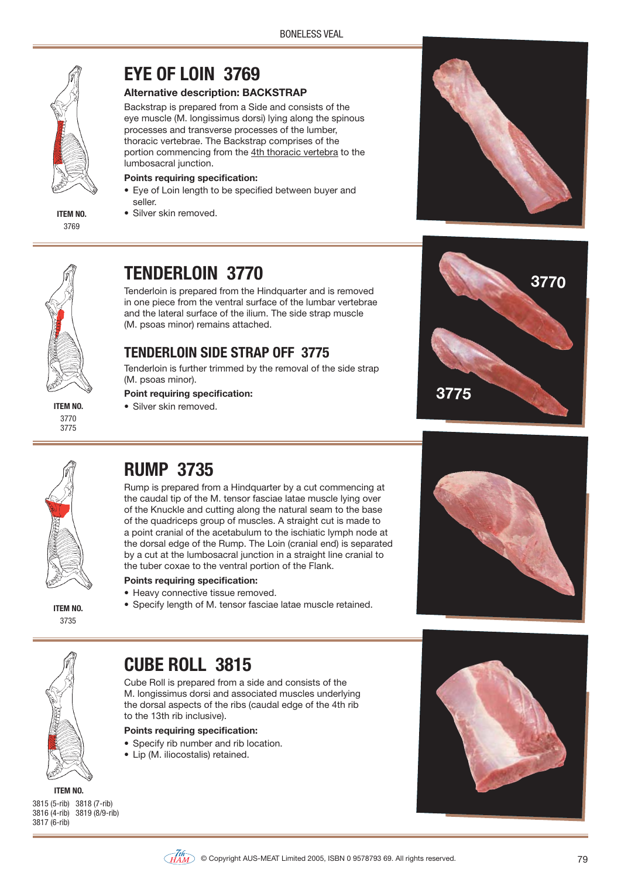BONELESS VEAL

## EYE OF LOIN 3769

**Alternative description: BACKSTRAP**

Backstrap is prepared from a Side and consists of the eye muscle (M. longissimus dorsi) lying along the spinous processes and transverse processes of the lumber, thoracic vertebrae. The Backstrap comprises of the portion commencing from the 4th thoracic vertebra to the lumbosacral junction.

**Points requiring specification:**

- Eye of Loin length to be specified between buyer and seller.
- Silver skin removed.

**ITEM NO.**
3769

## TENDERLOIN 3770

Tenderloin is prepared from the Hindquarter and is removed in one piece from the ventral surface of the lumbar vertebrae and the lateral surface of the ilium. The side strap muscle (M. psoas minor) remains attached.

## TENDERLOIN SIDE STRAP OFF 3775

Tenderloin is further trimmed by the removal of the side strap (M. psoas minor).

**Point requiring specification:**

- Silver skin removed.

**ITEM NO.**
3770
3775

3770

3775

## RUMP 3735

Rump is prepared from a Hindquarter by a cut commencing at the caudal tip of the M. tensor fasciae latae muscle lying over of the Knuckle and cutting along the natural seam to the base of the quadriceps group of muscles. A straight cut is made to a point cranial of the acetabulum to the ischiatic lymph node at the dorsal edge of the Rump. The Loin (cranial end) is separated by a cut at the lumbosacral junction in a straight line cranial to the tuber coxae to the ventral portion of the Flank.

**Points requiring specification:**

- Heavy connective tissue removed.
- Specify length of M. tensor fasciae latae muscle retained.

**ITEM NO.**
3735

## CUBE ROLL 3815

Cube Roll is prepared from a side and consists of the M. longissimus dorsi and associated muscles underlying the dorsal aspects of the ribs (caudal edge of the 4th rib to the 13th rib inclusive).

**Points requiring specification:**

- Specify rib number and rib location.
- Lip (M. iliocostalis) retained.

**ITEM NO.**
3815 (5-rib) 3818 (7-rib)
3816 (4-rib) 3819 (8/9-rib)
3817 (6-rib)

© Copyright AUS-MEAT Limited 2005, ISBN 0 9578793 69. All rights reserved.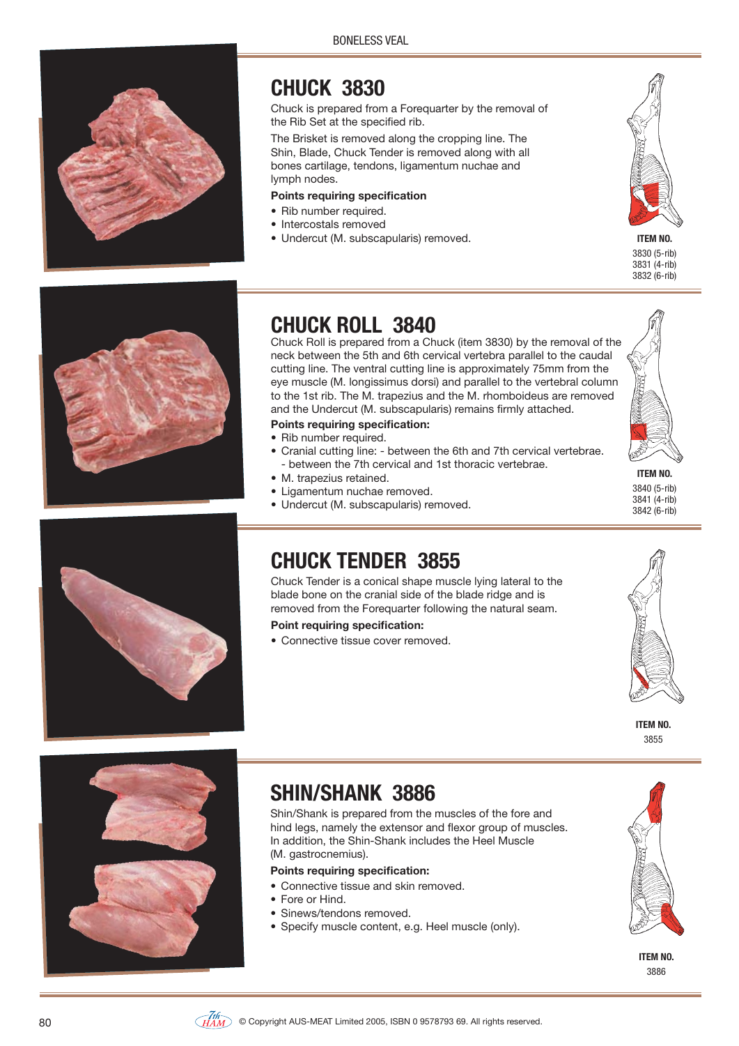# BONELESS VEAL

## CHUCK 3830

Chuck is prepared from a Forequarter by the removal of the Rib Set at the specified rib.

The Brisket is removed along the cropping line. The Shin, Blade, Chuck Tender is removed along with all bones cartilage, tendons, ligamentum nuchae and lymph nodes.

**Points requiring specification**

- Rib number required.
- Intercostals removed
- Undercut (M. subscapularis) removed.

**ITEM NO.**
3830 (5-rib)
3831 (4-rib)
3832 (6-rib)

## CHUCK ROLL 3840

Chuck Roll is prepared from a Chuck (item 3830) by the removal of the neck between the 5th and 6th cervical vertebra parallel to the caudal cutting line. The ventral cutting line is approximately 75mm from the eye muscle (M. longissimus dorsi) and parallel to the vertebral column to the 1st rib. The M. trapezius and the M. rhomboideus are removed and the Undercut (M. subscapularis) remains firmly attached.

**Points requiring specification:**

- Rib number required.
- Cranial cutting line: - between the 6th and 7th cervical vertebrae.
  - between the 7th cervical and 1st thoracic vertebrae.
- M. trapezius retained.
- Ligamentum nuchae removed.
- Undercut (M. subscapularis) removed.

**ITEM NO.**
3840 (5-rib)
3841 (4-rib)
3842 (6-rib)

## CHUCK TENDER 3855

Chuck Tender is a conical shape muscle lying lateral to the blade bone on the cranial side of the blade ridge and is removed from the Forequarter following the natural seam.

**Point requiring specification:**

- Connective tissue cover removed.

**ITEM NO.**
3855

## SHIN/SHANK 3886

Shin/Shank is prepared from the muscles of the fore and hind legs, namely the extensor and flexor group of muscles. In addition, the Shin-Shank includes the Heel Muscle (M. gastrocnemius).

**Points requiring specification:**

- Connective tissue and skin removed.
- Fore or Hind.
- Sinews/tendons removed.
- Specify muscle content, e.g. Heel muscle (only).

**ITEM NO.**
3886

© Copyright AUS-MEAT Limited 2005, ISBN 0 9578793 69. All rights reserved.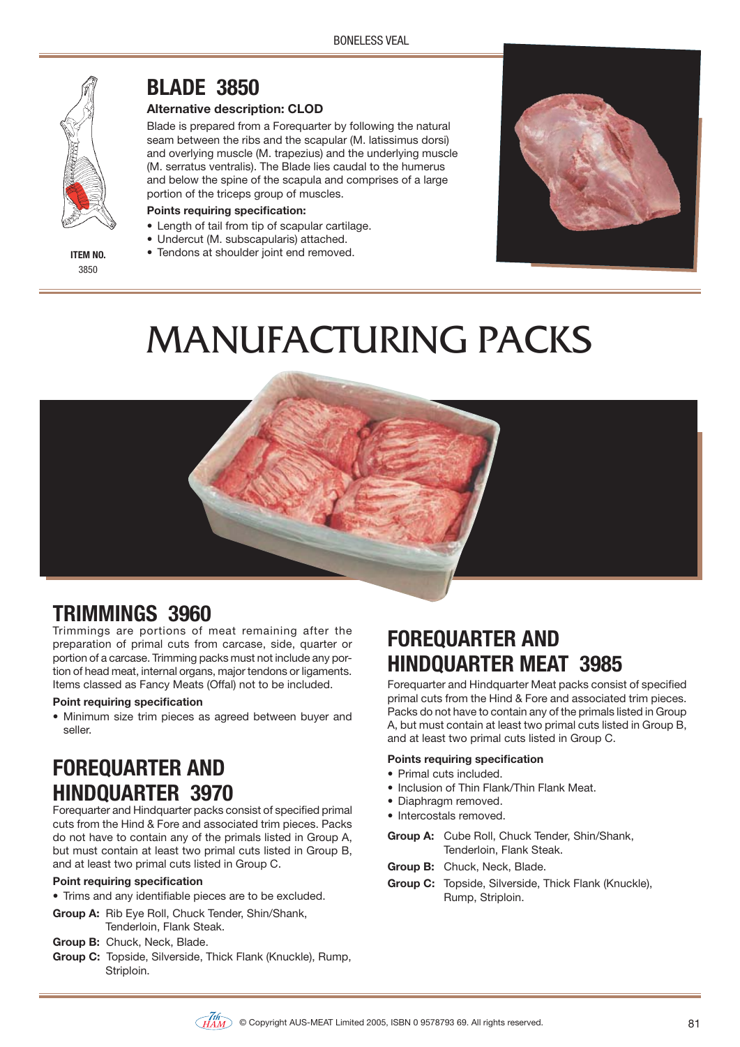## BLADE 3850

**Alternative description: CLOD**

Blade is prepared from a Forequarter by following the natural seam between the ribs and the scapular (M. latissimus dorsi) and overlying muscle (M. trapezius) and the underlying muscle (M. serratus ventralis). The Blade lies caudal to the humerus and below the spine of the scapula and comprises of a large portion of the triceps group of muscles.

**Points requiring specification:**

- Length of tail from tip of scapular cartilage.
- Undercut (M. subscapularis) attached.
- Tendons at shoulder joint end removed.

**ITEM NO.**
3850

# MANUFACTURING PACKS

## TRIMMINGS 3960

Trimmings are portions of meat remaining after the preparation of primal cuts from carcase, side, quarter or portion of a carcase. Trimming packs must not include any portion of head meat, internal organs, major tendons or ligaments. Items classed as Fancy Meats (Offal) not to be included.

**Point requiring specification**

- Minimum size trim pieces as agreed between buyer and seller.

## FOREQUARTER AND HINDQUARTER 3970

Forequarter and Hindquarter packs consist of specified primal cuts from the Hind & Fore and associated trim pieces. Packs do not have to contain any of the primals listed in Group A, but must contain at least two primal cuts listed in Group B, and at least two primal cuts listed in Group C.

**Point requiring specification**

- Trims and any identifiable pieces are to be excluded.

**Group A:** Rib Eye Roll, Chuck Tender, Shin/Shank, Tenderloin, Flank Steak.

**Group B:** Chuck, Neck, Blade.

**Group C:** Topside, Silverside, Thick Flank (Knuckle), Rump, Striploin.

## FOREQUARTER AND HINDQUARTER MEAT 3985

Forequarter and Hindquarter Meat packs consist of specified primal cuts from the Hind & Fore and associated trim pieces. Packs do not have to contain any of the primals listed in Group A, but must contain at least two primal cuts listed in Group B, and at least two primal cuts listed in Group C.

**Points requiring specification**

- Primal cuts included.
- Inclusion of Thin Flank/Thin Flank Meat.
- Diaphragm removed.
- Intercostals removed.

**Group A:** Cube Roll, Chuck Tender, Shin/Shank, Tenderloin, Flank Steak.

**Group B:** Chuck, Neck, Blade.

**Group C:** Topside, Silverside, Thick Flank (Knuckle), Rump, Striploin.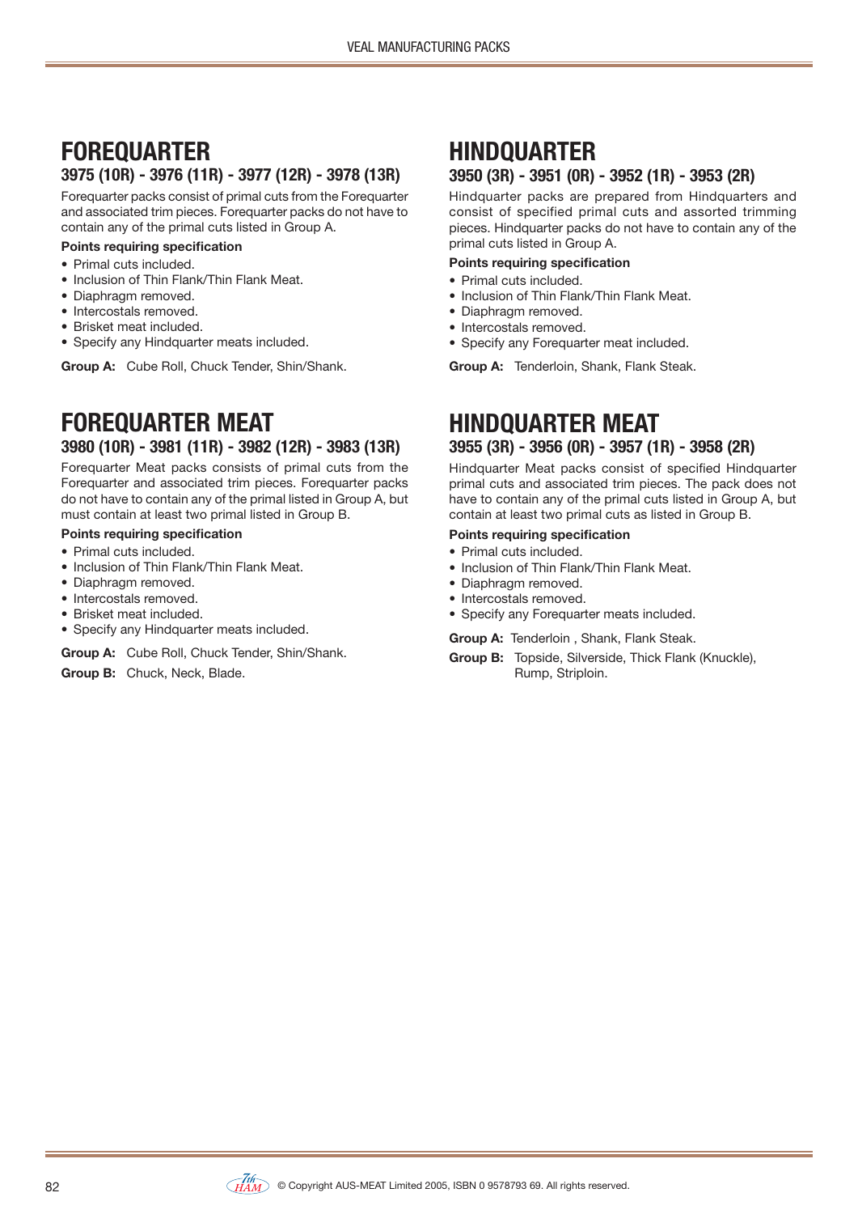## FOREQUARTER

### 3975 (10R) - 3976 (11R) - 3977 (12R) - 3978 (13R)

Forequarter packs consist of primal cuts from the Forequarter and associated trim pieces. Forequarter packs do not have to contain any of the primal cuts listed in Group A.

**Points requiring specification**

- Primal cuts included.
- Inclusion of Thin Flank/Thin Flank Meat.
- Diaphragm removed.
- Intercostals removed.
- Brisket meat included.
- Specify any Hindquarter meats included.

**Group A:** Cube Roll, Chuck Tender, Shin/Shank.

## FOREQUARTER MEAT

### 3980 (10R) - 3981 (11R) - 3982 (12R) - 3983 (13R)

Forequarter Meat packs consists of primal cuts from the Forequarter and associated trim pieces. Forequarter packs do not have to contain any of the primal listed in Group A, but must contain at least two primal listed in Group B.

**Points requiring specification**

- Primal cuts included.
- Inclusion of Thin Flank/Thin Flank Meat.
- Diaphragm removed.
- Intercostals removed.
- Brisket meat included.
- Specify any Hindquarter meats included.

**Group A:** Cube Roll, Chuck Tender, Shin/Shank.

**Group B:** Chuck, Neck, Blade.

## HINDQUARTER

### 3950 (3R) - 3951 (0R) - 3952 (1R) - 3953 (2R)

Hindquarter packs are prepared from Hindquarters and consist of specified primal cuts and assorted trimming pieces. Hindquarter packs do not have to contain any of the primal cuts listed in Group A.

**Points requiring specification**

- Primal cuts included.
- Inclusion of Thin Flank/Thin Flank Meat.
- Diaphragm removed.
- Intercostals removed.
- Specify any Forequarter meat included.

**Group A:** Tenderloin, Shank, Flank Steak.

## HINDQUARTER MEAT

### 3955 (3R) - 3956 (0R) - 3957 (1R) - 3958 (2R)

Hindquarter Meat packs consist of specified Hindquarter primal cuts and associated trim pieces. The pack does not have to contain any of the primal cuts listed in Group A, but contain at least two primal cuts as listed in Group B.

**Points requiring specification**

- Primal cuts included.
- Inclusion of Thin Flank/Thin Flank Meat.
- Diaphragm removed.
- Intercostals removed.
- Specify any Forequarter meats included.

**Group A:** Tenderloin , Shank, Flank Steak.

**Group B:** Topside, Silverside, Thick Flank (Knuckle), Rump, Striploin.